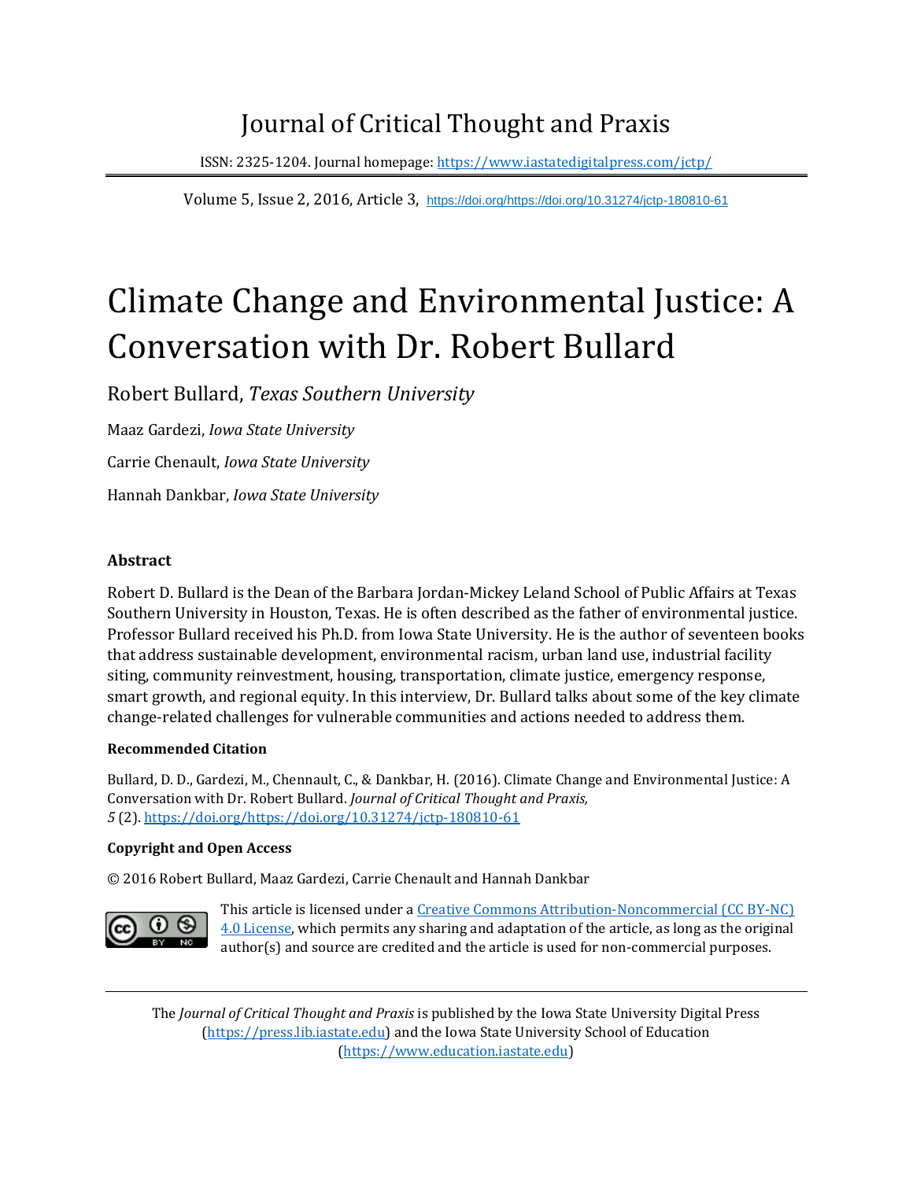# Journal of Critical Thought and Praxis

ISSN: 2325-1204. Journal homepage: https://www.iastatedigitalpress.com/jctp/

Volume 5, Issue 2, 2016, Article 3, https://doi.org/https://doi.org/10.31274/jctp-180810-61

# Climate Change and Environmental Justice: A Conversation with Dr. Robert Bullard

Robert Bullard, *Texas Southern University*

Maaz Gardezi, *Iowa State University*

Carrie Chenault, *Iowa State University*

Hannah Dankbar, *Iowa State University*

### Abstract

Robert D. Bullard is the Dean of the Barbara Jordan-Mickey Leland School of Public Affairs at Texas Southern University in Houston, Texas. He is often described as the father of environmental justice. Professor Bullard received his Ph.D. from Iowa State University. He is the author of seventeen books that address sustainable development, environmental racism, urban land use, industrial facility siting, community reinvestment, housing, transportation, climate justice, emergency response, smart growth, and regional equity. In this interview, Dr. Bullard talks about some of the key climate change-related challenges for vulnerable communities and actions needed to address them.

**Recommended Citation**

Bullard, D. D., Gardezi, M., Chennault, C., & Dankbar, H. (2016). Climate Change and Environmental Justice: A Conversation with Dr. Robert Bullard. *Journal of Critical Thought and Praxis, 5* (2). https://doi.org/https://doi.org/10.31274/jctp-180810-61

**Copyright and Open Access**

© 2016 Robert Bullard, Maaz Gardezi, Carrie Chenault and Hannah Dankbar

This article is licensed under a Creative Commons Attribution-Noncommercial (CC BY-NC) 4.0 License, which permits any sharing and adaptation of the article, as long as the original author(s) and source are credited and the article is used for non-commercial purposes.

The *Journal of Critical Thought and Praxis* is published by the Iowa State University Digital Press (https://press.lib.iastate.edu) and the Iowa State University School of Education (https://www.education.iastate.edu)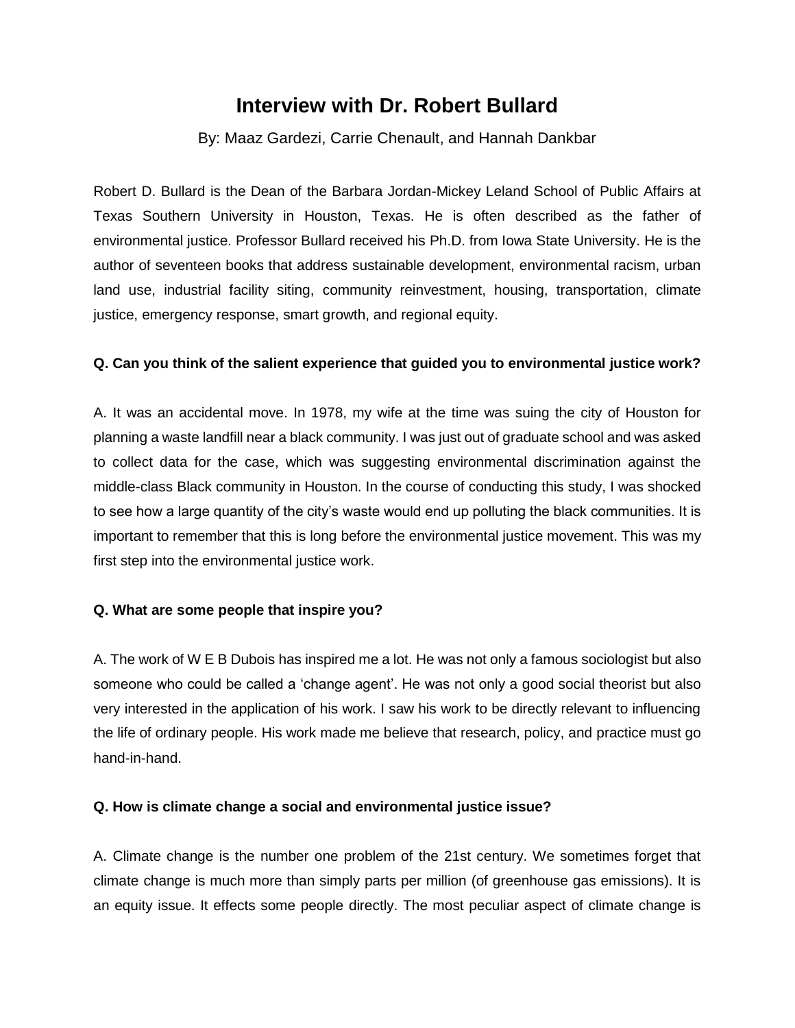# Interview with Dr. Robert Bullard

By: Maaz Gardezi, Carrie Chenault, and Hannah Dankbar

Robert D. Bullard is the Dean of the Barbara Jordan-Mickey Leland School of Public Affairs at Texas Southern University in Houston, Texas. He is often described as the father of environmental justice. Professor Bullard received his Ph.D. from Iowa State University. He is the author of seventeen books that address sustainable development, environmental racism, urban land use, industrial facility siting, community reinvestment, housing, transportation, climate justice, emergency response, smart growth, and regional equity.

**Q. Can you think of the salient experience that guided you to environmental justice work?**

A. It was an accidental move. In 1978, my wife at the time was suing the city of Houston for planning a waste landfill near a black community. I was just out of graduate school and was asked to collect data for the case, which was suggesting environmental discrimination against the middle-class Black community in Houston. In the course of conducting this study, I was shocked to see how a large quantity of the city's waste would end up polluting the black communities. It is important to remember that this is long before the environmental justice movement. This was my first step into the environmental justice work.

**Q. What are some people that inspire you?**

A. The work of W E B Dubois has inspired me a lot. He was not only a famous sociologist but also someone who could be called a 'change agent'. He was not only a good social theorist but also very interested in the application of his work. I saw his work to be directly relevant to influencing the life of ordinary people. His work made me believe that research, policy, and practice must go hand-in-hand.

**Q. How is climate change a social and environmental justice issue?**

A. Climate change is the number one problem of the 21st century. We sometimes forget that climate change is much more than simply parts per million (of greenhouse gas emissions). It is an equity issue. It effects some people directly. The most peculiar aspect of climate change is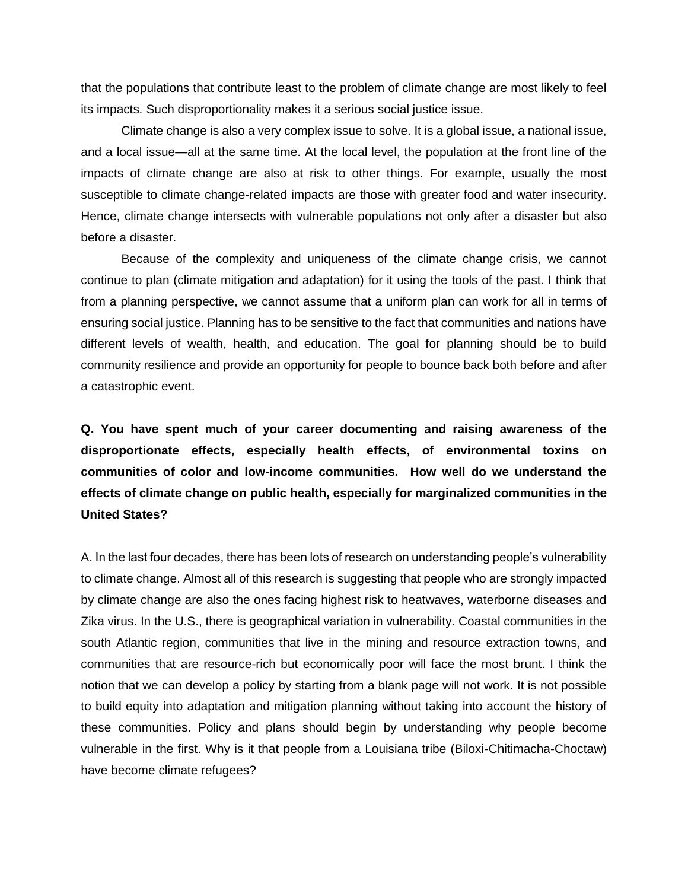that the populations that contribute least to the problem of climate change are most likely to feel its impacts. Such disproportionality makes it a serious social justice issue.

Climate change is also a very complex issue to solve. It is a global issue, a national issue, and a local issue—all at the same time. At the local level, the population at the front line of the impacts of climate change are also at risk to other things. For example, usually the most susceptible to climate change-related impacts are those with greater food and water insecurity. Hence, climate change intersects with vulnerable populations not only after a disaster but also before a disaster.

Because of the complexity and uniqueness of the climate change crisis, we cannot continue to plan (climate mitigation and adaptation) for it using the tools of the past. I think that from a planning perspective, we cannot assume that a uniform plan can work for all in terms of ensuring social justice. Planning has to be sensitive to the fact that communities and nations have different levels of wealth, health, and education. The goal for planning should be to build community resilience and provide an opportunity for people to bounce back both before and after a catastrophic event.

**Q. You have spent much of your career documenting and raising awareness of the disproportionate effects, especially health effects, of environmental toxins on communities of color and low-income communities. How well do we understand the effects of climate change on public health, especially for marginalized communities in the United States?**

A. In the last four decades, there has been lots of research on understanding people's vulnerability to climate change. Almost all of this research is suggesting that people who are strongly impacted by climate change are also the ones facing highest risk to heatwaves, waterborne diseases and Zika virus. In the U.S., there is geographical variation in vulnerability. Coastal communities in the south Atlantic region, communities that live in the mining and resource extraction towns, and communities that are resource-rich but economically poor will face the most brunt. I think the notion that we can develop a policy by starting from a blank page will not work. It is not possible to build equity into adaptation and mitigation planning without taking into account the history of these communities. Policy and plans should begin by understanding why people become vulnerable in the first. Why is it that people from a Louisiana tribe (Biloxi-Chitimacha-Choctaw) have become climate refugees?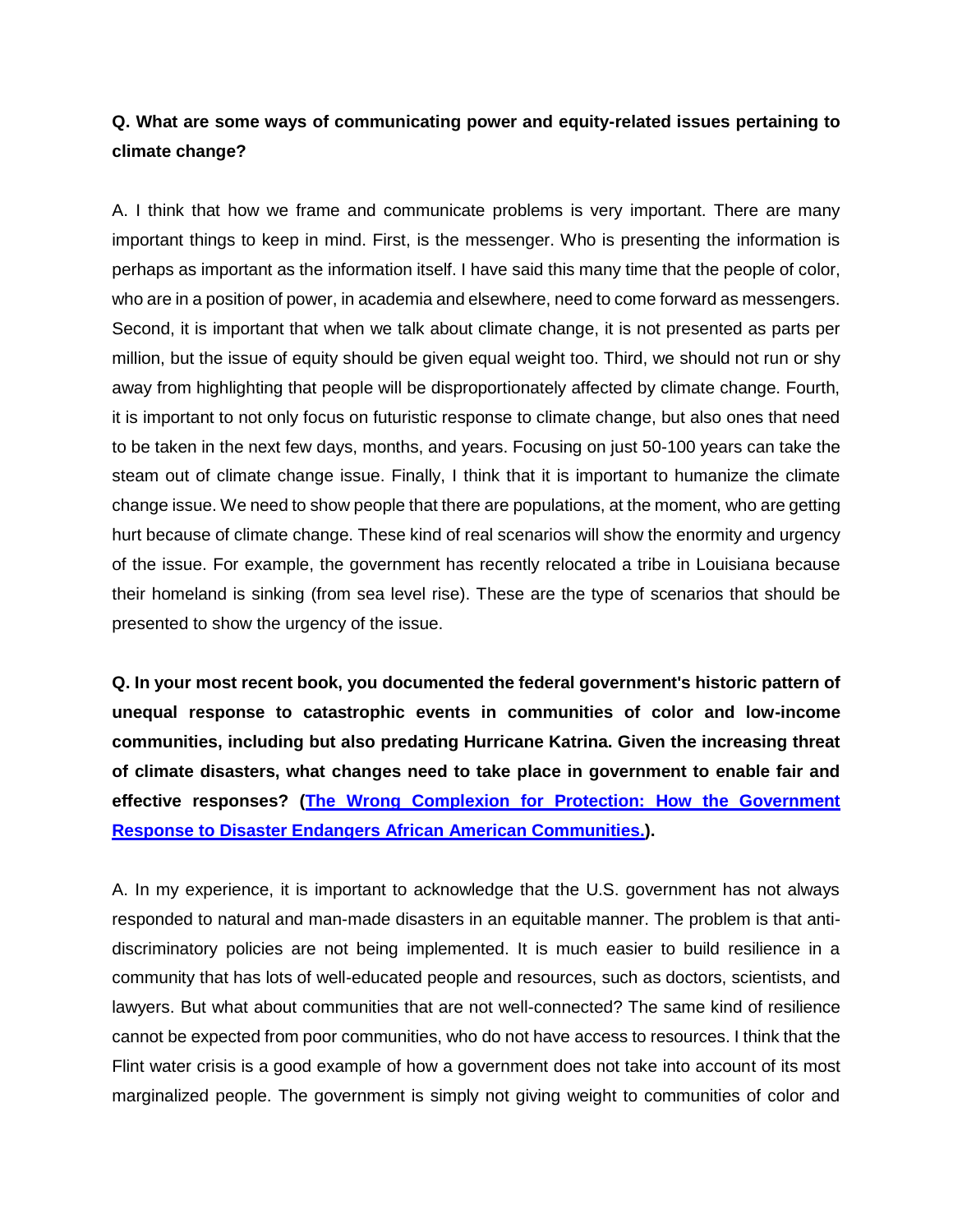**Q. What are some ways of communicating power and equity-related issues pertaining to climate change?**

A. I think that how we frame and communicate problems is very important. There are many important things to keep in mind. First, is the messenger. Who is presenting the information is perhaps as important as the information itself. I have said this many time that the people of color, who are in a position of power, in academia and elsewhere, need to come forward as messengers. Second, it is important that when we talk about climate change, it is not presented as parts per million, but the issue of equity should be given equal weight too. Third, we should not run or shy away from highlighting that people will be disproportionately affected by climate change. Fourth, it is important to not only focus on futuristic response to climate change, but also ones that need to be taken in the next few days, months, and years. Focusing on just 50-100 years can take the steam out of climate change issue. Finally, I think that it is important to humanize the climate change issue. We need to show people that there are populations, at the moment, who are getting hurt because of climate change. These kind of real scenarios will show the enormity and urgency of the issue. For example, the government has recently relocated a tribe in Louisiana because their homeland is sinking (from sea level rise). These are the type of scenarios that should be presented to show the urgency of the issue.

**Q. In your most recent book, you documented the federal government's historic pattern of unequal response to catastrophic events in communities of color and low-income communities, including but also predating Hurricane Katrina. Given the increasing threat of climate disasters, what changes need to take place in government to enable fair and effective responses? ([The Wrong Complexion for Protection: How the Government Response to Disaster Endangers African American Communities.]).**

A. In my experience, it is important to acknowledge that the U.S. government has not always responded to natural and man-made disasters in an equitable manner. The problem is that anti-discriminatory policies are not being implemented. It is much easier to build resilience in a community that has lots of well-educated people and resources, such as doctors, scientists, and lawyers. But what about communities that are not well-connected? The same kind of resilience cannot be expected from poor communities, who do not have access to resources. I think that the Flint water crisis is a good example of how a government does not take into account of its most marginalized people. The government is simply not giving weight to communities of color and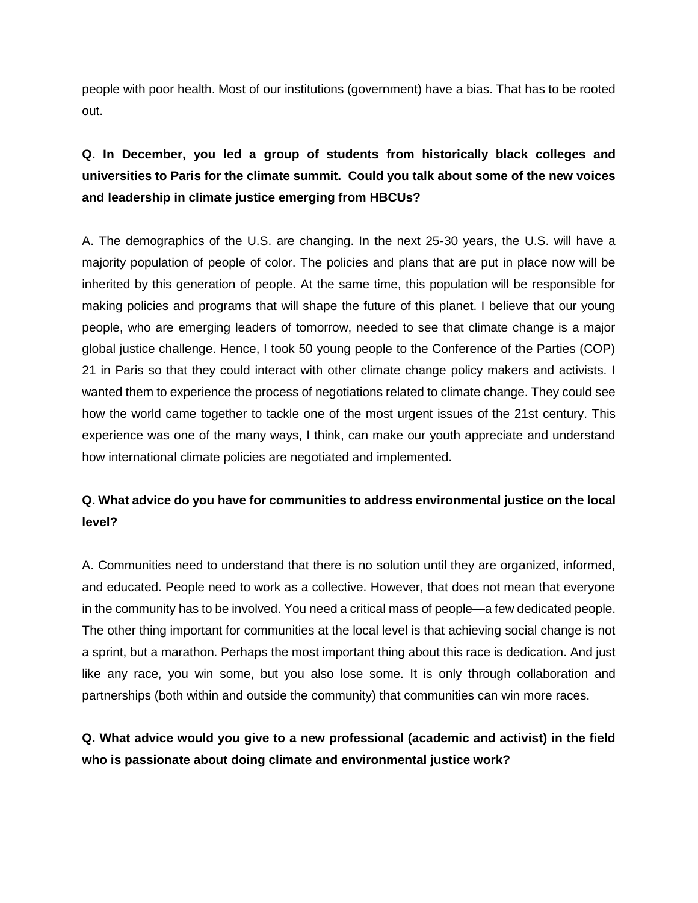people with poor health. Most of our institutions (government) have a bias. That has to be rooted out.

**Q. In December, you led a group of students from historically black colleges and universities to Paris for the climate summit. Could you talk about some of the new voices and leadership in climate justice emerging from HBCUs?**

A. The demographics of the U.S. are changing. In the next 25-30 years, the U.S. will have a majority population of people of color. The policies and plans that are put in place now will be inherited by this generation of people. At the same time, this population will be responsible for making policies and programs that will shape the future of this planet. I believe that our young people, who are emerging leaders of tomorrow, needed to see that climate change is a major global justice challenge. Hence, I took 50 young people to the Conference of the Parties (COP) 21 in Paris so that they could interact with other climate change policy makers and activists. I wanted them to experience the process of negotiations related to climate change. They could see how the world came together to tackle one of the most urgent issues of the 21st century. This experience was one of the many ways, I think, can make our youth appreciate and understand how international climate policies are negotiated and implemented.

**Q. What advice do you have for communities to address environmental justice on the local level?**

A. Communities need to understand that there is no solution until they are organized, informed, and educated. People need to work as a collective. However, that does not mean that everyone in the community has to be involved. You need a critical mass of people—a few dedicated people. The other thing important for communities at the local level is that achieving social change is not a sprint, but a marathon. Perhaps the most important thing about this race is dedication. And just like any race, you win some, but you also lose some. It is only through collaboration and partnerships (both within and outside the community) that communities can win more races.

**Q. What advice would you give to a new professional (academic and activist) in the field who is passionate about doing climate and environmental justice work?**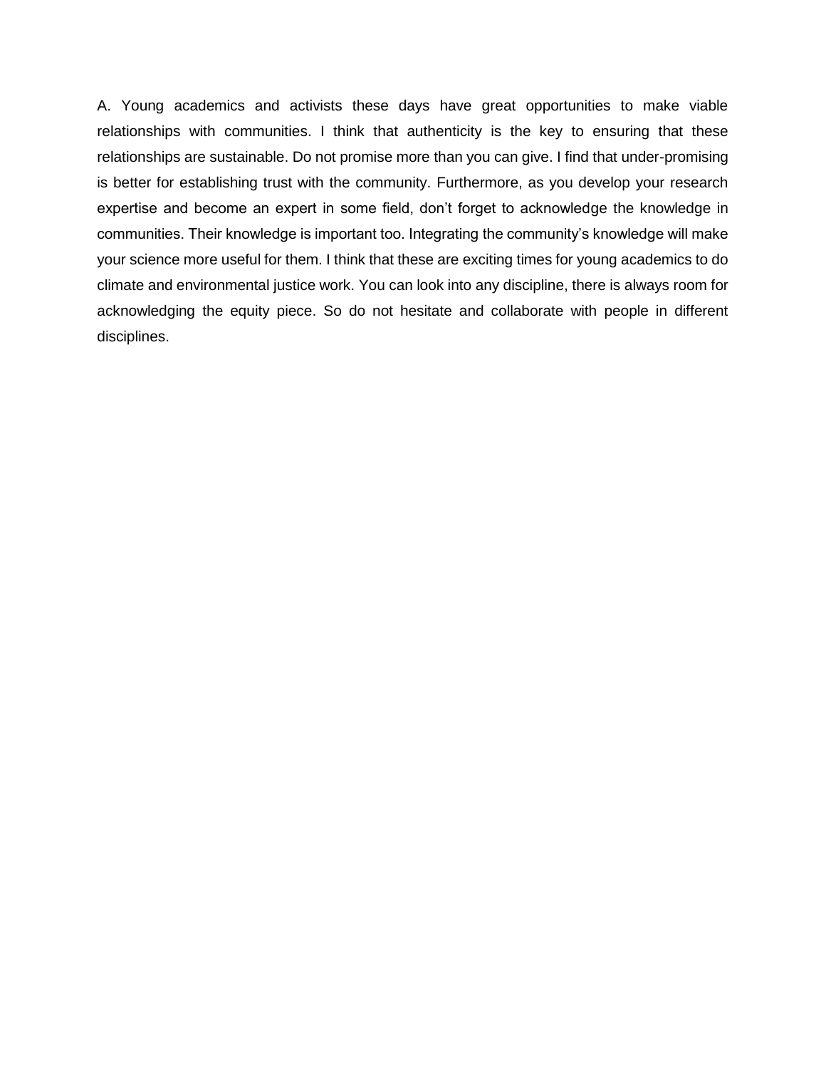A. Young academics and activists these days have great opportunities to make viable relationships with communities. I think that authenticity is the key to ensuring that these relationships are sustainable. Do not promise more than you can give. I find that under-promising is better for establishing trust with the community. Furthermore, as you develop your research expertise and become an expert in some field, don't forget to acknowledge the knowledge in communities. Their knowledge is important too. Integrating the community's knowledge will make your science more useful for them. I think that these are exciting times for young academics to do climate and environmental justice work. You can look into any discipline, there is always room for acknowledging the equity piece. So do not hesitate and collaborate with people in different disciplines.